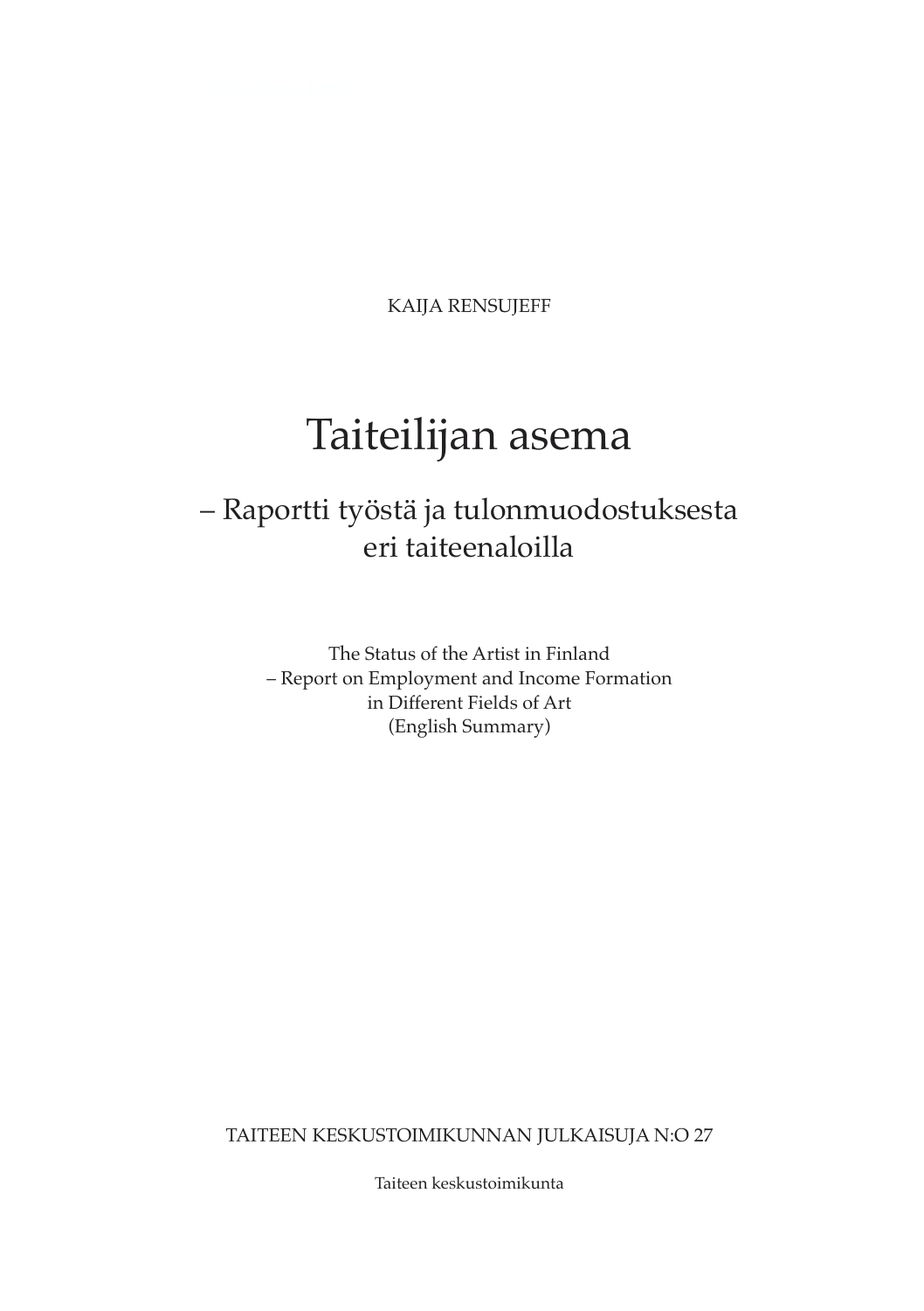KAIJA RENSUJEFF

# Taiteilijan asema

## – Raportti työstä ja tulonmuodostuksesta eri taiteenaloilla

The Status of the Artist in Finland
– Report on Employment and Income Formation
in Different Fields of Art
(English Summary)

TAITEEN KESKUSTOIMIKUNNAN JULKAISUJA N:O 27

Taiteen keskustoimikunta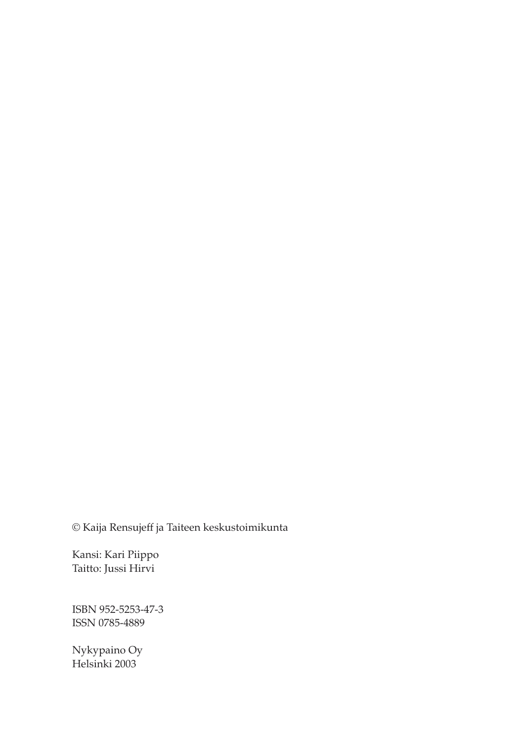© Kaija Rensujeff ja Taiteen keskustoimikunta

Kansi: Kari Piippo
Taitto: Jussi Hirvi

ISBN 952-5253-47-3
ISSN 0785-4889

Nykypaino Oy
Helsinki 2003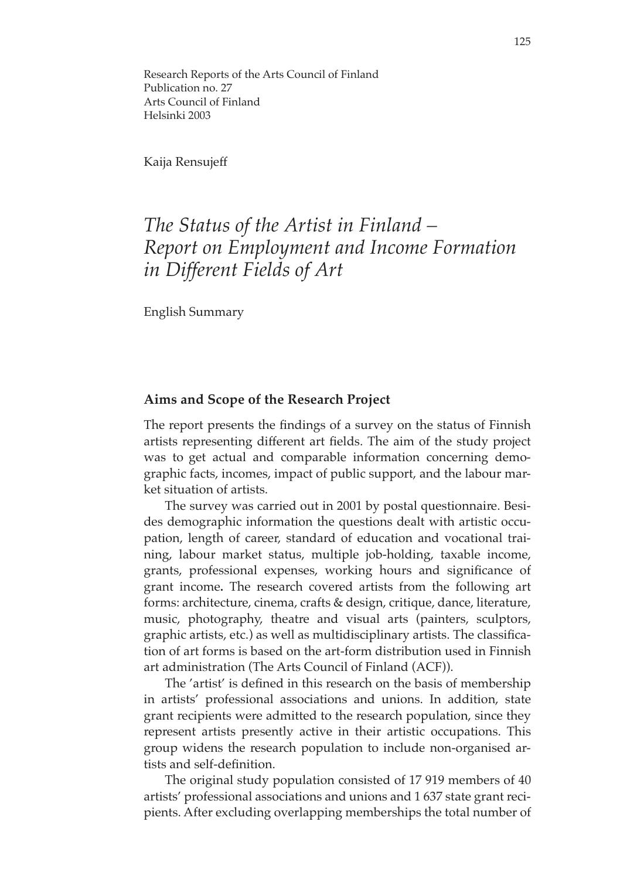Research Reports of the Arts Council of Finland
Publication no. 27
Arts Council of Finland
Helsinki 2003

Kaija Rensujeff

# *The Status of the Artist in Finland – Report on Employment and Income Formation in Different Fields of Art*

English Summary

## Aims and Scope of the Research Project

The report presents the findings of a survey on the status of Finnish artists representing different art fields. The aim of the study project was to get actual and comparable information concerning demographic facts, incomes, impact of public support, and the labour market situation of artists.

The survey was carried out in 2001 by postal questionnaire. Besides demographic information the questions dealt with artistic occupation, length of career, standard of education and vocational training, labour market status, multiple job-holding, taxable income, grants, professional expenses, working hours and significance of grant income**.** The research covered artists from the following art forms: architecture, cinema, crafts & design, critique, dance, literature, music, photography, theatre and visual arts (painters, sculptors, graphic artists, etc.) as well as multidisciplinary artists. The classification of art forms is based on the art-form distribution used in Finnish art administration (The Arts Council of Finland (ACF)).

The 'artist' is defined in this research on the basis of membership in artists' professional associations and unions. In addition, state grant recipients were admitted to the research population, since they represent artists presently active in their artistic occupations. This group widens the research population to include non-organised artists and self-definition.

The original study population consisted of 17 919 members of 40 artists' professional associations and unions and 1 637 state grant recipients. After excluding overlapping memberships the total number of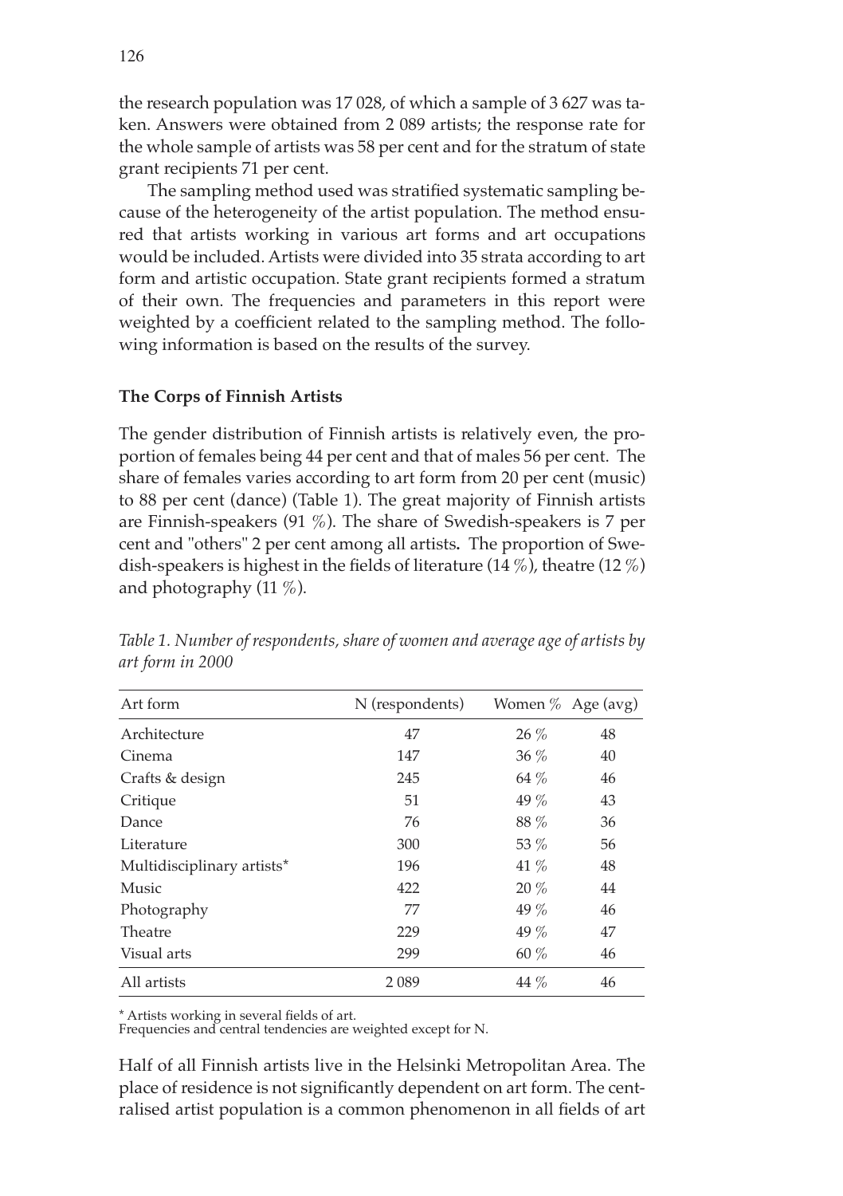the research population was 17 028, of which a sample of 3 627 was taken. Answers were obtained from 2 089 artists; the response rate for the whole sample of artists was 58 per cent and for the stratum of state grant recipients 71 per cent.

The sampling method used was stratified systematic sampling because of the heterogeneity of the artist population. The method ensured that artists working in various art forms and art occupations would be included. Artists were divided into 35 strata according to art form and artistic occupation. State grant recipients formed a stratum of their own. The frequencies and parameters in this report were weighted by a coefficient related to the sampling method. The following information is based on the results of the survey.

### The Corps of Finnish Artists

The gender distribution of Finnish artists is relatively even, the proportion of females being 44 per cent and that of males 56 per cent. The share of females varies according to art form from 20 per cent (music) to 88 per cent (dance) (Table 1). The great majority of Finnish artists are Finnish-speakers (91 %). The share of Swedish-speakers is 7 per cent and "others" 2 per cent among all artists. The proportion of Swedish-speakers is highest in the fields of literature (14 %), theatre (12 %) and photography (11 %).

*Table 1. Number of respondents, share of women and average age of artists by art form in 2000*

| Art form | N (respondents) | Women % | Age (avg) |
|---|---|---|---|
| Architecture | 47 | 26 % | 48 |
| Cinema | 147 | 36 % | 40 |
| Crafts & design | 245 | 64 % | 46 |
| Critique | 51 | 49 % | 43 |
| Dance | 76 | 88 % | 36 |
| Literature | 300 | 53 % | 56 |
| Multidisciplinary artists* | 196 | 41 % | 48 |
| Music | 422 | 20 % | 44 |
| Photography | 77 | 49 % | 46 |
| Theatre | 229 | 49 % | 47 |
| Visual arts | 299 | 60 % | 46 |
| All artists | 2 089 | 44 % | 46 |

* Artists working in several fields of art.
Frequencies and central tendencies are weighted except for N.

Half of all Finnish artists live in the Helsinki Metropolitan Area. The place of residence is not significantly dependent on art form. The centralised artist population is a common phenomenon in all fields of art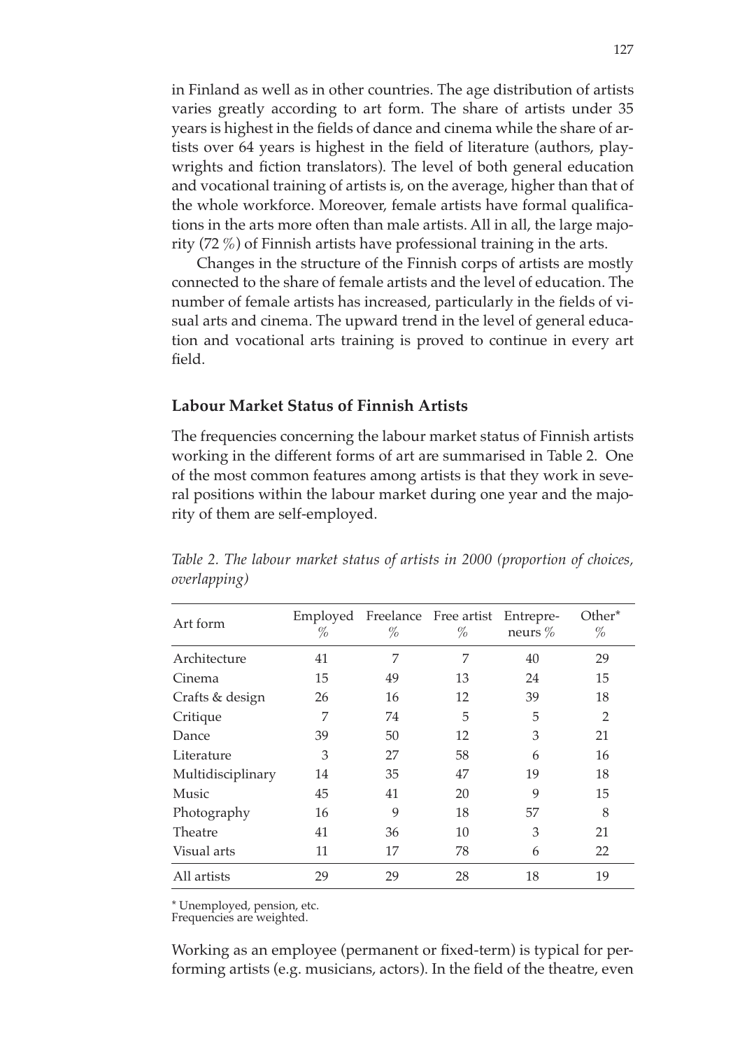in Finland as well as in other countries. The age distribution of artists varies greatly according to art form. The share of artists under 35 years is highest in the fields of dance and cinema while the share of artists over 64 years is highest in the field of literature (authors, playwrights and fiction translators). The level of both general education and vocational training of artists is, on the average, higher than that of the whole workforce. Moreover, female artists have formal qualifications in the arts more often than male artists. All in all, the large majority (72 %) of Finnish artists have professional training in the arts.

Changes in the structure of the Finnish corps of artists are mostly connected to the share of female artists and the level of education. The number of female artists has increased, particularly in the fields of visual arts and cinema. The upward trend in the level of general education and vocational arts training is proved to continue in every art field.

### Labour Market Status of Finnish Artists

The frequencies concerning the labour market status of Finnish artists working in the different forms of art are summarised in Table 2. One of the most common features among artists is that they work in several positions within the labour market during one year and the majority of them are self-employed.

*Table 2. The labour market status of artists in 2000 (proportion of choices, overlapping)*

| Art form | Employed % | Freelance % | Free artist % | Entrepreneurs % | Other* % |
|---|---|---|---|---|---|
| Architecture | 41 | 7 | 7 | 40 | 29 |
| Cinema | 15 | 49 | 13 | 24 | 15 |
| Crafts & design | 26 | 16 | 12 | 39 | 18 |
| Critique | 7 | 74 | 5 | 5 | 2 |
| Dance | 39 | 50 | 12 | 3 | 21 |
| Literature | 3 | 27 | 58 | 6 | 16 |
| Multidisciplinary | 14 | 35 | 47 | 19 | 18 |
| Music | 45 | 41 | 20 | 9 | 15 |
| Photography | 16 | 9 | 18 | 57 | 8 |
| Theatre | 41 | 36 | 10 | 3 | 21 |
| Visual arts | 11 | 17 | 78 | 6 | 22 |
| All artists | 29 | 29 | 28 | 18 | 19 |

\* Unemployed, pension, etc.
Frequencies are weighted.

Working as an employee (permanent or fixed-term) is typical for performing artists (e.g. musicians, actors). In the field of the theatre, even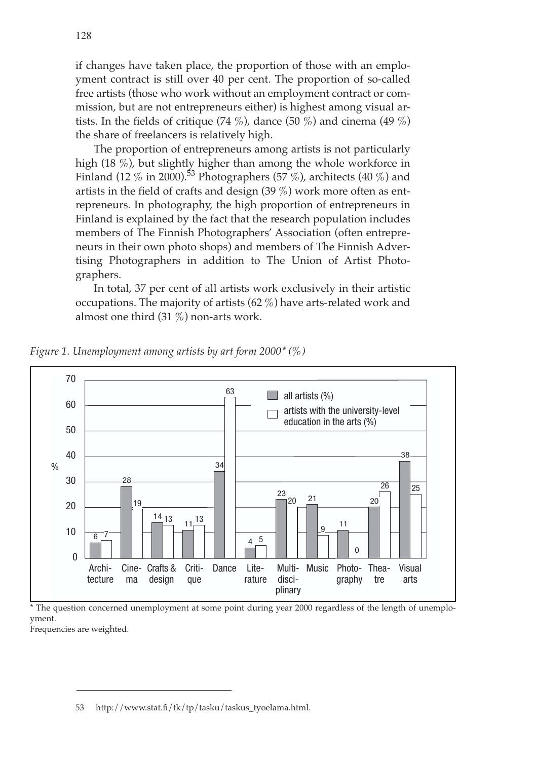if changes have taken place, the proportion of those with an employment contract is still over 40 per cent. The proportion of so-called free artists (those who work without an employment contract or commission, but are not entrepreneurs either) is highest among visual artists. In the fields of critique (74 %), dance (50 %) and cinema (49 %) the share of freelancers is relatively high.

The proportion of entrepreneurs among artists is not particularly high (18 %), but slightly higher than among the whole workforce in Finland (12 % in 2000).[53] Photographers (57 %), architects (40 %) and artists in the field of crafts and design (39 %) work more often as entrepreneurs. In photography, the high proportion of entrepreneurs in Finland is explained by the fact that the research population includes members of The Finnish Photographers' Association (often entrepreneurs in their own photo shops) and members of The Finnish Advertising Photographers in addition to The Union of Artist Photographers.

In total, 37 per cent of all artists work exclusively in their artistic occupations. The majority of artists (62 %) have arts-related work and almost one third (31 %) non-arts work.

*Figure 1. Unemployment among artists by art form 2000* (%)*

| Art form | all artists (%) | artists with the university-level education in the arts (%) |
|---|---|---|
| Architecture | 6 | 7 |
| Cinema | 28 | 19 |
| Crafts & design | 14 | 13 |
| Critique | 11 | 13 |
| Dance | 34 | 63 |
| Literature | 4 | 5 |
| Multidisciplinary | 23 | 20 |
| Music | 21 | 9 |
| Photography | 11 | 0 |
| Theatre | 20 | 26 |
| Visual arts | 38 | 25 |

* The question concerned unemployment at some point during year 2000 regardless of the length of unemployment.
Frequencies are weighted.

---

53 http://www.stat.fi/tk/tp/tasku/taskus_tyoelama.html.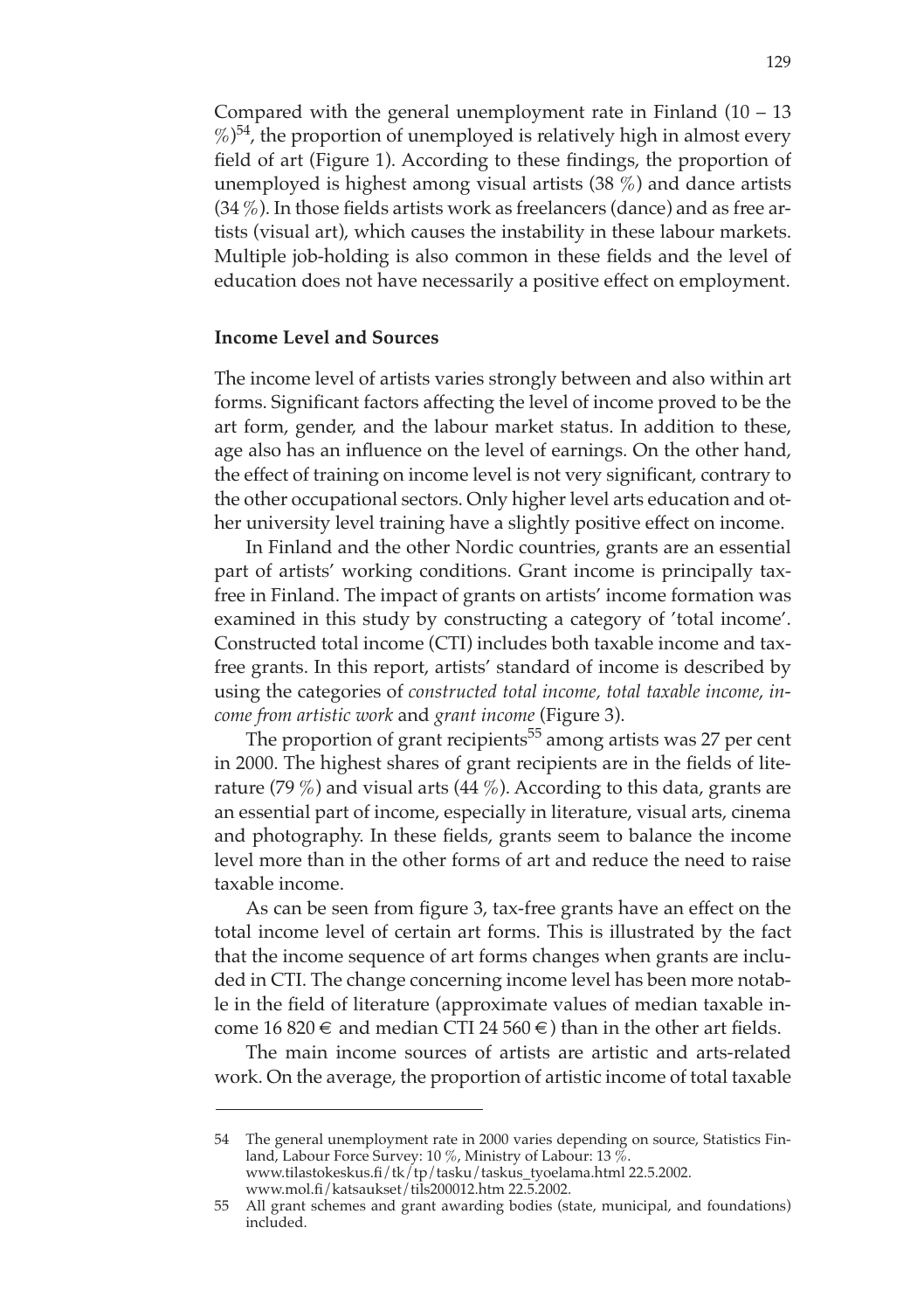Compared with the general unemployment rate in Finland (10 – 13 %)[54], the proportion of unemployed is relatively high in almost every field of art (Figure 1). According to these findings, the proportion of unemployed is highest among visual artists (38 %) and dance artists (34 %). In those fields artists work as freelancers (dance) and as free artists (visual art), which causes the instability in these labour markets. Multiple job-holding is also common in these fields and the level of education does not have necessarily a positive effect on employment.

**Income Level and Sources**

The income level of artists varies strongly between and also within art forms. Significant factors affecting the level of income proved to be the art form, gender, and the labour market status. In addition to these, age also has an influence on the level of earnings. On the other hand, the effect of training on income level is not very significant, contrary to the other occupational sectors. Only higher level arts education and other university level training have a slightly positive effect on income.

In Finland and the other Nordic countries, grants are an essential part of artists' working conditions. Grant income is principally tax-free in Finland. The impact of grants on artists' income formation was examined in this study by constructing a category of 'total income'. Constructed total income (CTI) includes both taxable income and tax-free grants. In this report, artists' standard of income is described by using the categories of *constructed total income, total taxable income*, *income from artistic work* and *grant income* (Figure 3).

The proportion of grant recipients[55] among artists was 27 per cent in 2000. The highest shares of grant recipients are in the fields of literature (79 %) and visual arts (44 %). According to this data, grants are an essential part of income, especially in literature, visual arts, cinema and photography. In these fields, grants seem to balance the income level more than in the other forms of art and reduce the need to raise taxable income.

As can be seen from figure 3, tax-free grants have an effect on the total income level of certain art forms. This is illustrated by the fact that the income sequence of art forms changes when grants are included in CTI. The change concerning income level has been more notable in the field of literature (approximate values of median taxable income 16 820 € and median CTI 24 560 €) than in the other art fields.

The main income sources of artists are artistic and arts-related work. On the average, the proportion of artistic income of total taxable

---

54 The general unemployment rate in 2000 varies depending on source, Statistics Finland, Labour Force Survey: 10 %, Ministry of Labour: 13 %. www.tilastokeskus.fi/tk/tp/tasku/taskus_tyoelama.html 22.5.2002. www.mol.fi/katsaukset/tils200012.htm 22.5.2002.

55 All grant schemes and grant awarding bodies (state, municipal, and foundations) included.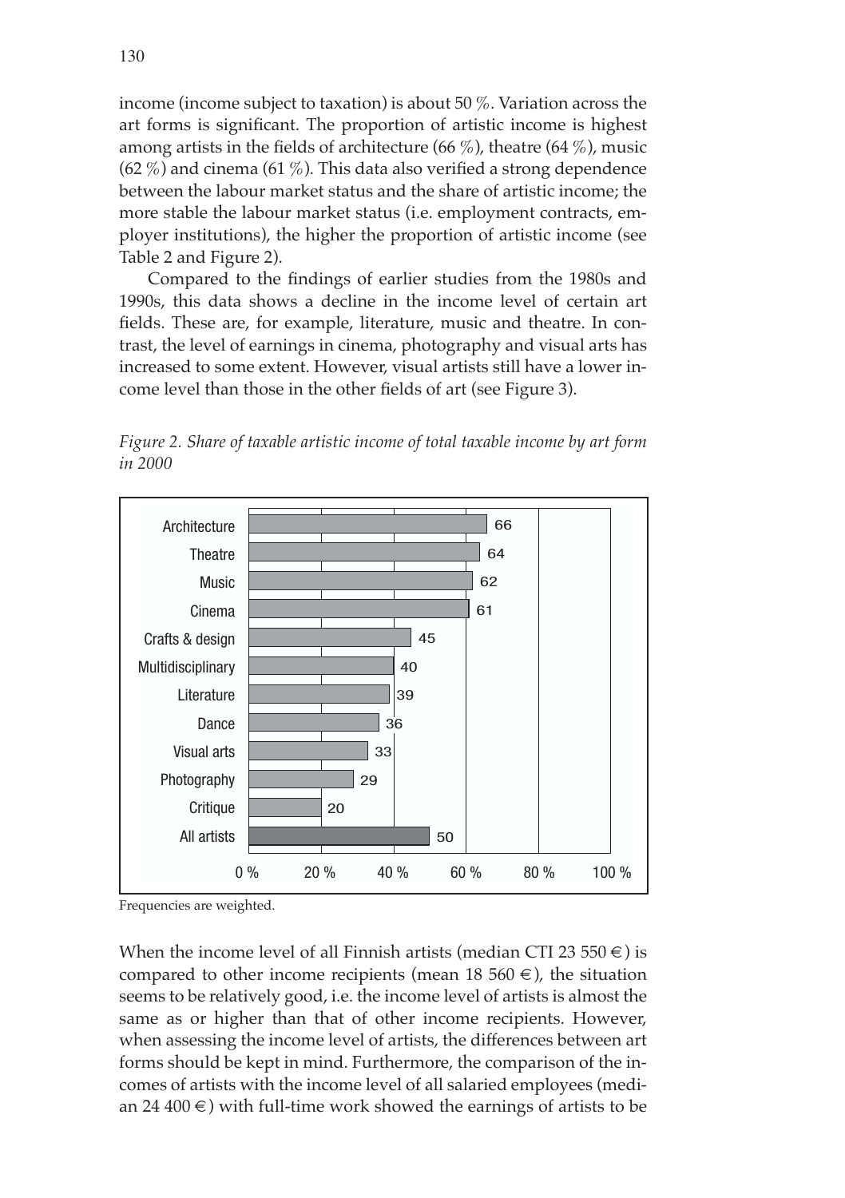income (income subject to taxation) is about 50 %. Variation across the art forms is significant. The proportion of artistic income is highest among artists in the fields of architecture (66 %), theatre (64 %), music (62 %) and cinema (61 %). This data also verified a strong dependence between the labour market status and the share of artistic income; the more stable the labour market status (i.e. employment contracts, employer institutions), the higher the proportion of artistic income (see Table 2 and Figure 2).

Compared to the findings of earlier studies from the 1980s and 1990s, this data shows a decline in the income level of certain art fields. These are, for example, literature, music and theatre. In contrast, the level of earnings in cinema, photography and visual arts has increased to some extent. However, visual artists still have a lower income level than those in the other fields of art (see Figure 3).

*Figure 2. Share of taxable artistic income of total taxable income by art form in 2000*

Architecture 66
Theatre 64
Music 62
Cinema 61
Crafts & design 45
Multidisciplinary 40
Literature 39
Dance 36
Visual arts 33
Photography 29
Critique 20
All artists 50

0 % 20 % 40 % 60 % 80 % 100 %

Frequencies are weighted.

When the income level of all Finnish artists (median CTI 23 550 €) is compared to other income recipients (mean 18 560 €), the situation seems to be relatively good, i.e. the income level of artists is almost the same as or higher than that of other income recipients. However, when assessing the income level of artists, the differences between art forms should be kept in mind. Furthermore, the comparison of the incomes of artists with the income level of all salaried employees (median 24 400 €) with full-time work showed the earnings of artists to be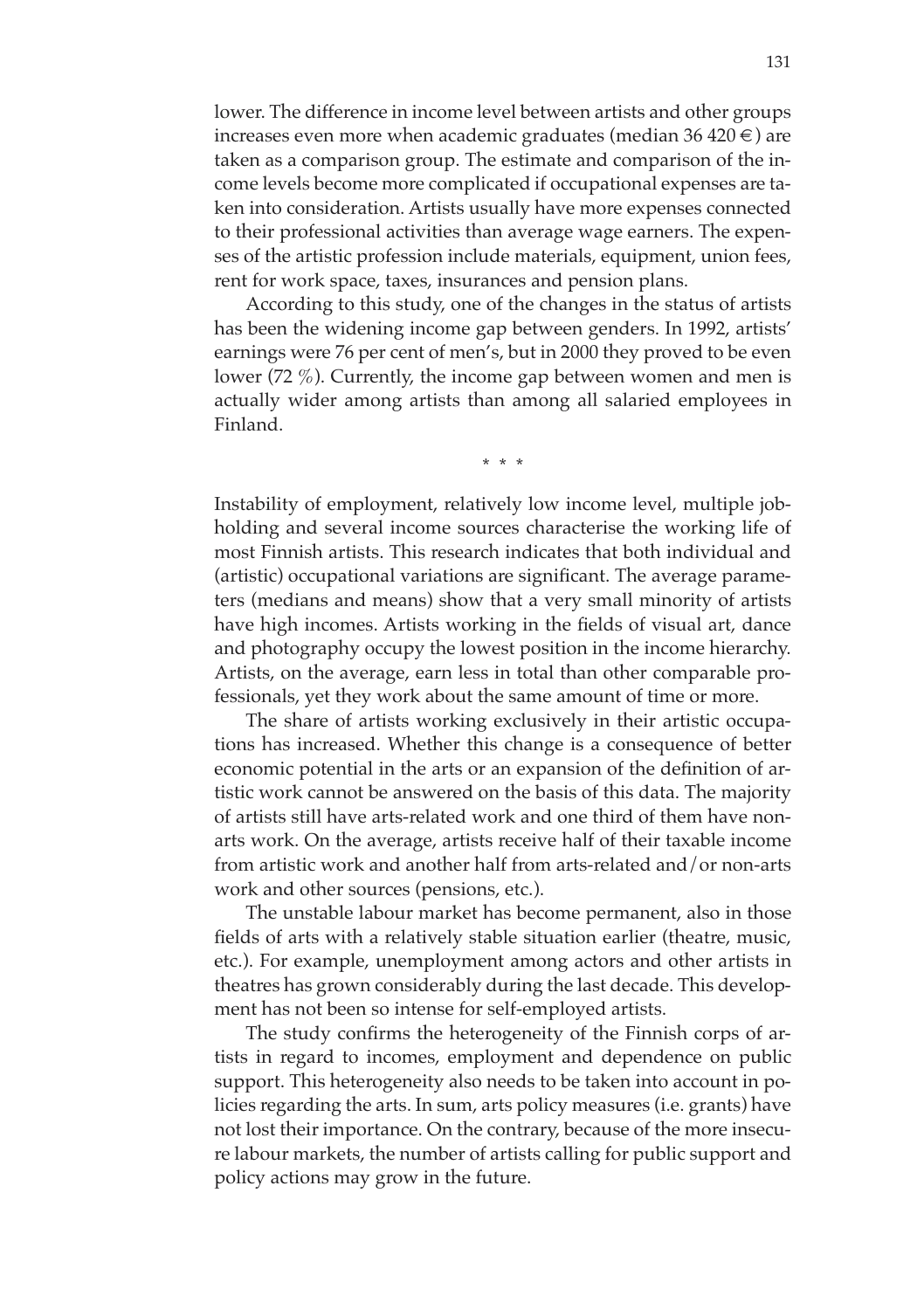lower. The difference in income level between artists and other groups increases even more when academic graduates (median 36 420 €) are taken as a comparison group. The estimate and comparison of the income levels become more complicated if occupational expenses are taken into consideration. Artists usually have more expenses connected to their professional activities than average wage earners. The expenses of the artistic profession include materials, equipment, union fees, rent for work space, taxes, insurances and pension plans.

According to this study, one of the changes in the status of artists has been the widening income gap between genders. In 1992, artists' earnings were 76 per cent of men's, but in 2000 they proved to be even lower (72 %). Currently, the income gap between women and men is actually wider among artists than among all salaried employees in Finland.

\* \* \*

Instability of employment, relatively low income level, multiple jobholding and several income sources characterise the working life of most Finnish artists. This research indicates that both individual and (artistic) occupational variations are significant. The average parameters (medians and means) show that a very small minority of artists have high incomes. Artists working in the fields of visual art, dance and photography occupy the lowest position in the income hierarchy. Artists, on the average, earn less in total than other comparable professionals, yet they work about the same amount of time or more.

The share of artists working exclusively in their artistic occupations has increased. Whether this change is a consequence of better economic potential in the arts or an expansion of the definition of artistic work cannot be answered on the basis of this data. The majority of artists still have arts-related work and one third of them have non-arts work. On the average, artists receive half of their taxable income from artistic work and another half from arts-related and/or non-arts work and other sources (pensions, etc.).

The unstable labour market has become permanent, also in those fields of arts with a relatively stable situation earlier (theatre, music, etc.). For example, unemployment among actors and other artists in theatres has grown considerably during the last decade. This development has not been so intense for self-employed artists.

The study confirms the heterogeneity of the Finnish corps of artists in regard to incomes, employment and dependence on public support. This heterogeneity also needs to be taken into account in policies regarding the arts. In sum, arts policy measures (i.e. grants) have not lost their importance. On the contrary, because of the more insecure labour markets, the number of artists calling for public support and policy actions may grow in the future.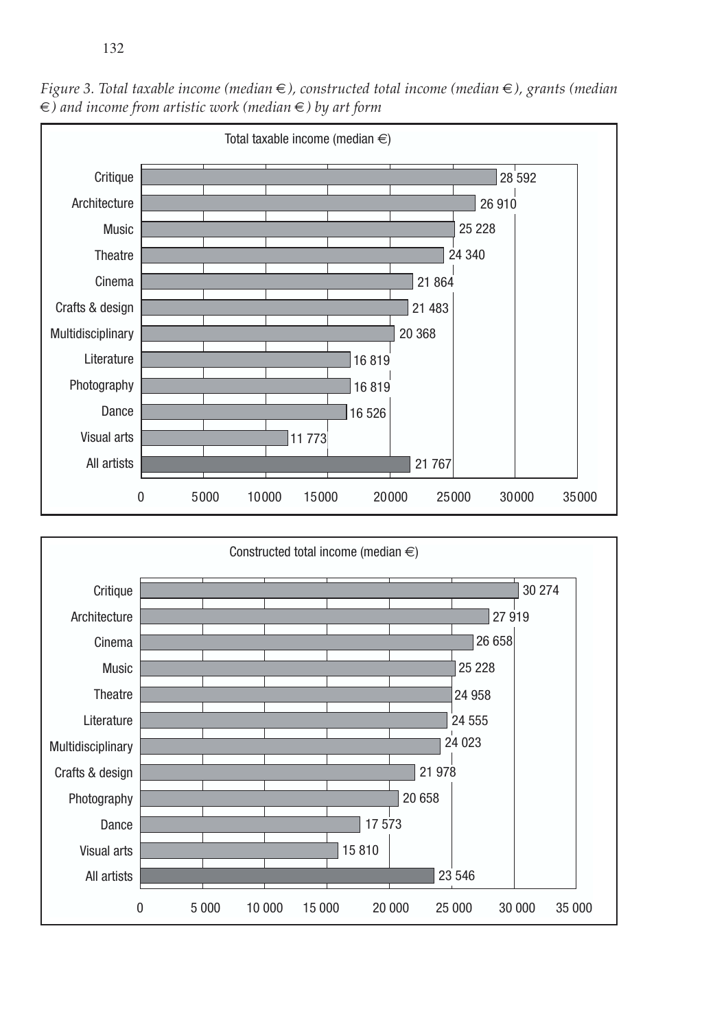*Figure 3. Total taxable income (median €), constructed total income (median €), grants (median €) and income from artistic work (median €) by art form*

Total taxable income (median €)

Critique 28 592
Architecture 26 910
Music 25 228
Theatre 24 340
Cinema 21 864
Crafts & design 21 483
Multidisciplinary 20 368
Literature 16 819
Photography 16 819
Dance 16 526
Visual arts 11 773
All artists 21 767

0 5000 10000 15000 20000 25000 30000 35000

Constructed total income (median €)

Critique 30 274
Architecture 27 919
Cinema 26 658
Music 25 228
Theatre 24 958
Literature 24 555
Multidisciplinary 24 023
Crafts & design 21 978
Photography 20 658
Dance 17 573
Visual arts 15 810
All artists 23 546

0 5 000 10 000 15 000 20 000 25 000 30 000 35 000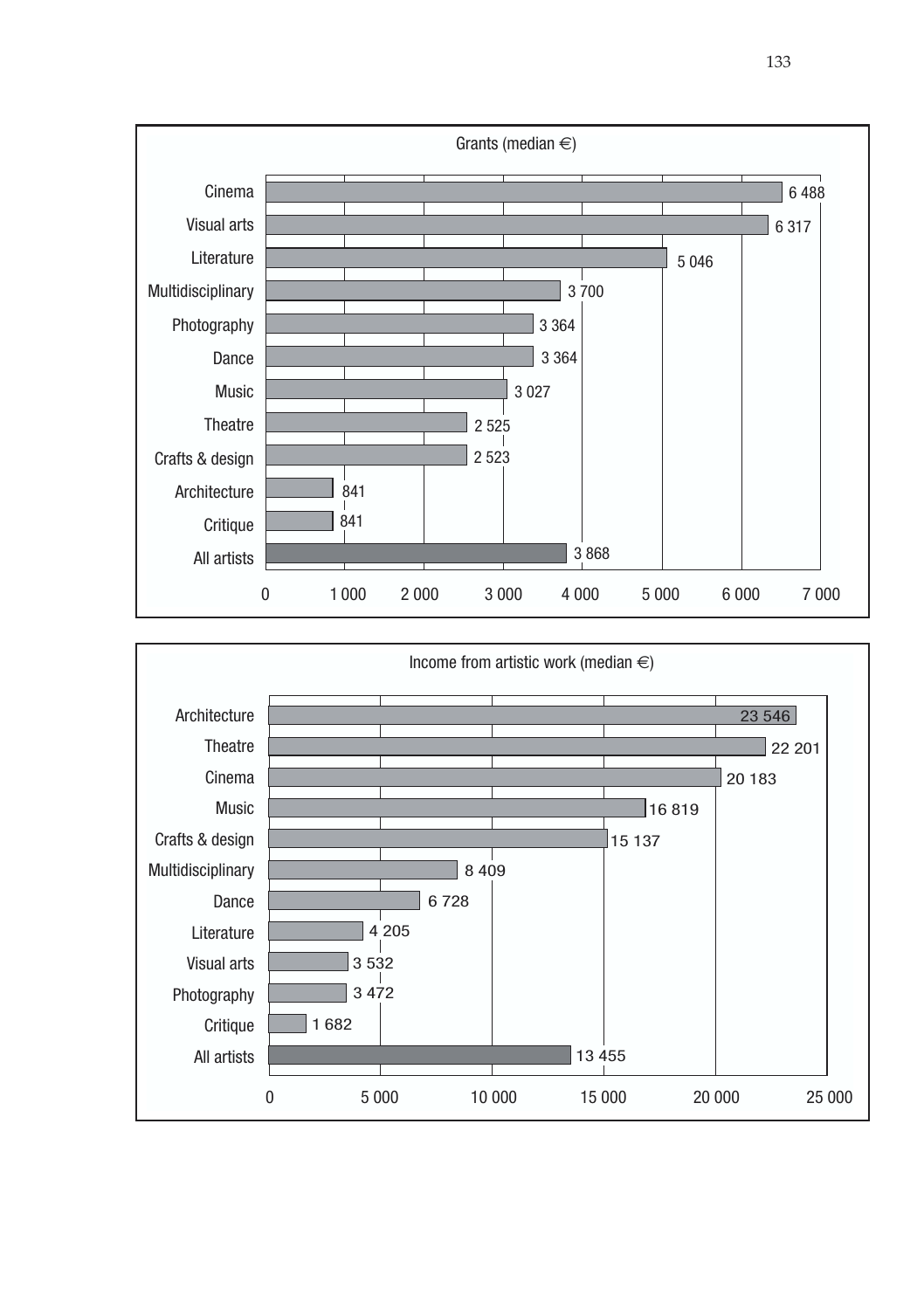Grants (median €)

Cinema
Visual arts
Literature
Multidisciplinary
Photography
Dance
Music
Theatre
Crafts & design
Architecture
Critique
All artists

6 488
6 317
5 046
3 700
3 364
3 364
3 027
2 525
2 523
841
841
3 868

0 1 000 2 000 3 000 4 000 5 000 6 000 7 000

Income from artistic work (median €)

Architecture
Theatre
Cinema
Music
Crafts & design
Multidisciplinary
Dance
Literature
Visual arts
Photography
Critique
All artists

23 546
22 201
20 183
16 819
15 137
8 409
6 728
4 205
3 532
3 472
1 682
13 455

0 5 000 10 000 15 000 20 000 25 000